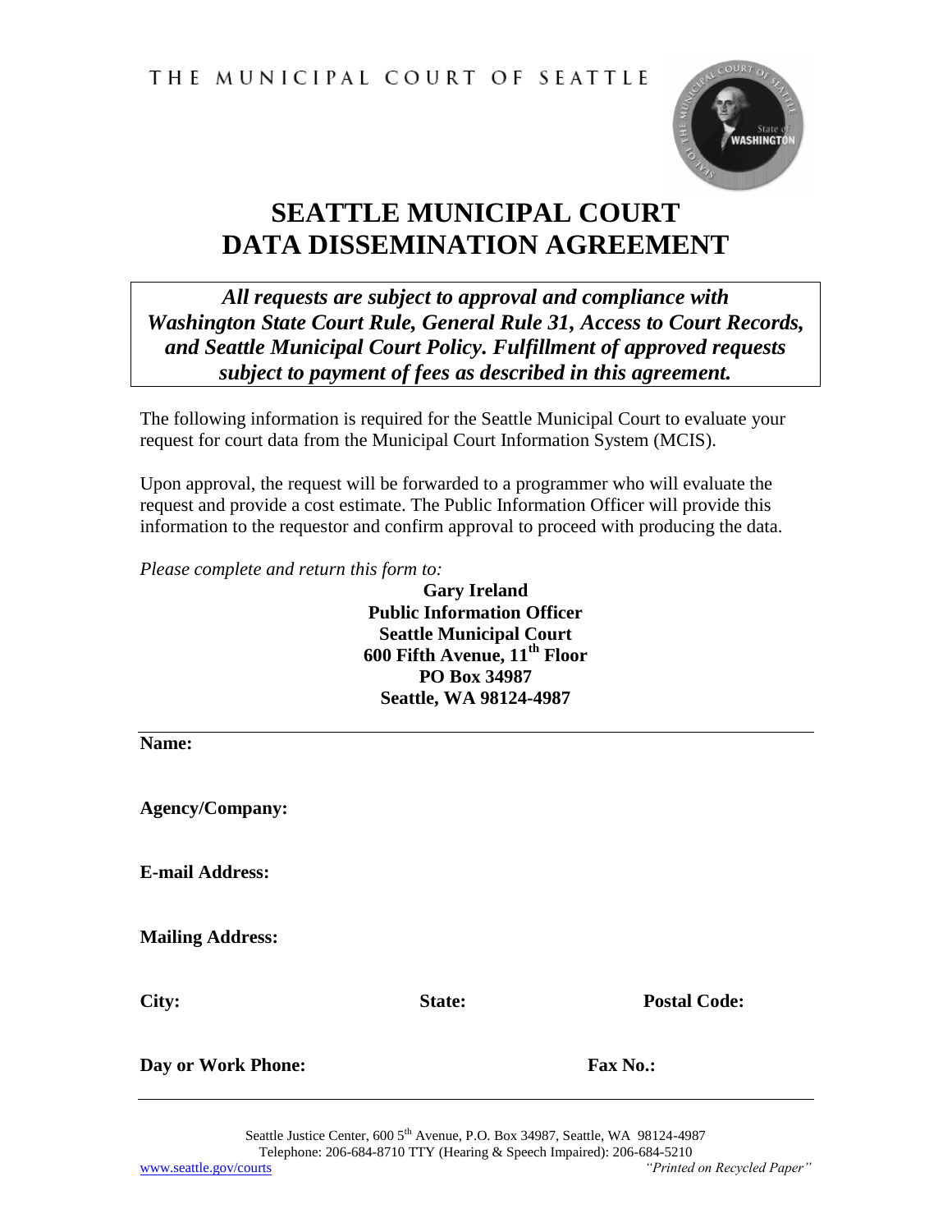THE MUNICIPAL COURT OF SEATTLE

# SEATTLE MUNICIPAL COURT
# DATA DISSEMINATION AGREEMENT

***All requests are subject to approval and compliance with Washington State Court Rule, General Rule 31, Access to Court Records, and Seattle Municipal Court Policy. Fulfillment of approved requests subject to payment of fees as described in this agreement.***

The following information is required for the Seattle Municipal Court to evaluate your request for court data from the Municipal Court Information System (MCIS).

Upon approval, the request will be forwarded to a programmer who will evaluate the request and provide a cost estimate. The Public Information Officer will provide this information to the requestor and confirm approval to proceed with producing the data.

*Please complete and return this form to:*

**Gary Ireland**
**Public Information Officer**
**Seattle Municipal Court**
**600 Fifth Avenue, 11th Floor**
**PO Box 34987**
**Seattle, WA 98124-4987**

---

**Name:**

**Agency/Company:**

**E-mail Address:**

**Mailing Address:**

**City:** **State:** **Postal Code:**

**Day or Work Phone:** **Fax No.:**

---

Seattle Justice Center, 600 5th Avenue, P.O. Box 34987, Seattle, WA 98124-4987
Telephone: 206-684-8710 TTY (Hearing & Speech Impaired): 206-684-5210
www.seattle.gov/courts *"Printed on Recycled Paper"*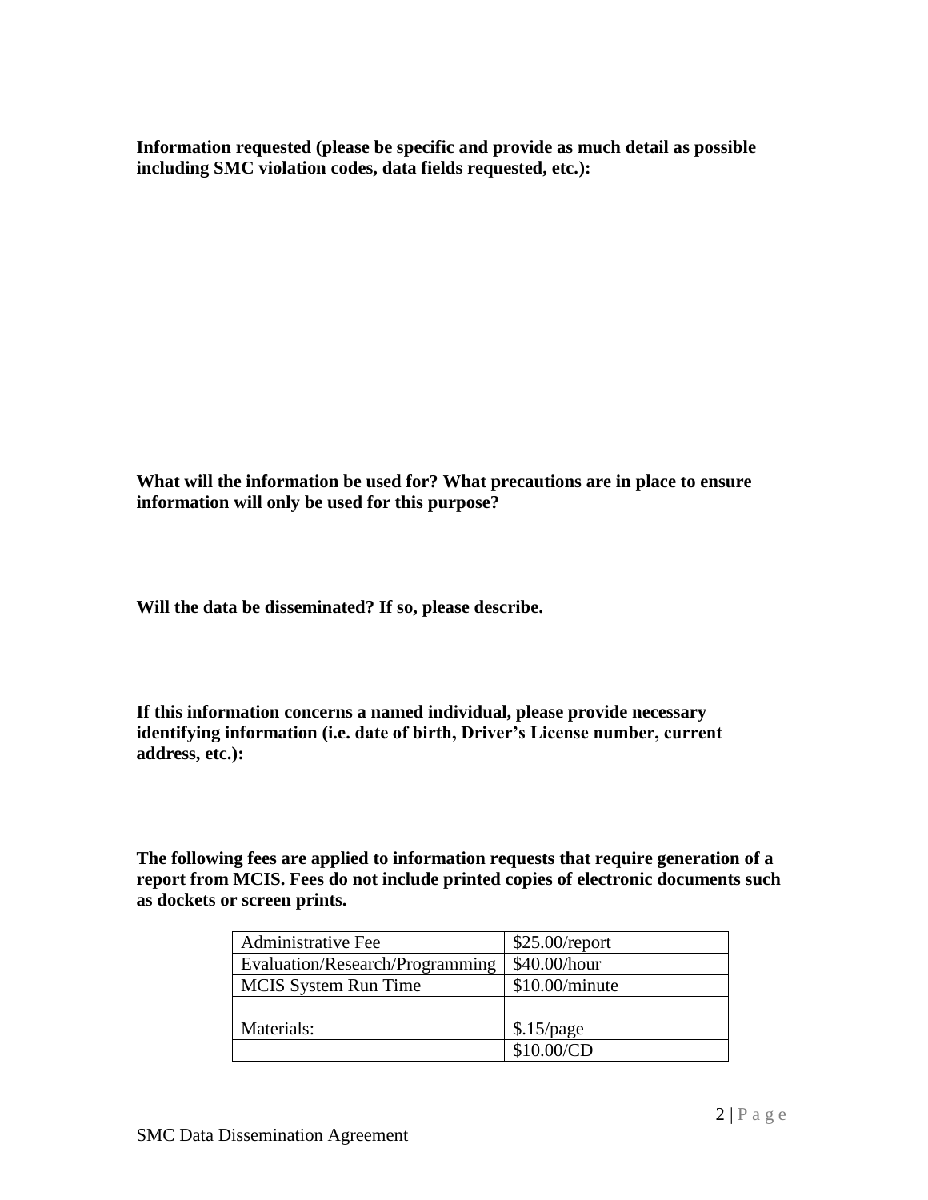**Information requested (please be specific and provide as much detail as possible including SMC violation codes, data fields requested, etc.):**

**What will the information be used for? What precautions are in place to ensure information will only be used for this purpose?**

**Will the data be disseminated? If so, please describe.**

**If this information concerns a named individual, please provide necessary identifying information (i.e. date of birth, Driver's License number, current address, etc.):**

**The following fees are applied to information requests that require generation of a report from MCIS. Fees do not include printed copies of electronic documents such as dockets or screen prints.**

| Administrative Fee | $25.00/report |
|---|---|
| Evaluation/Research/Programming | $40.00/hour |
| MCIS System Run Time | $10.00/minute |
| | |
| Materials: | $.15/page |
| | $10.00/CD |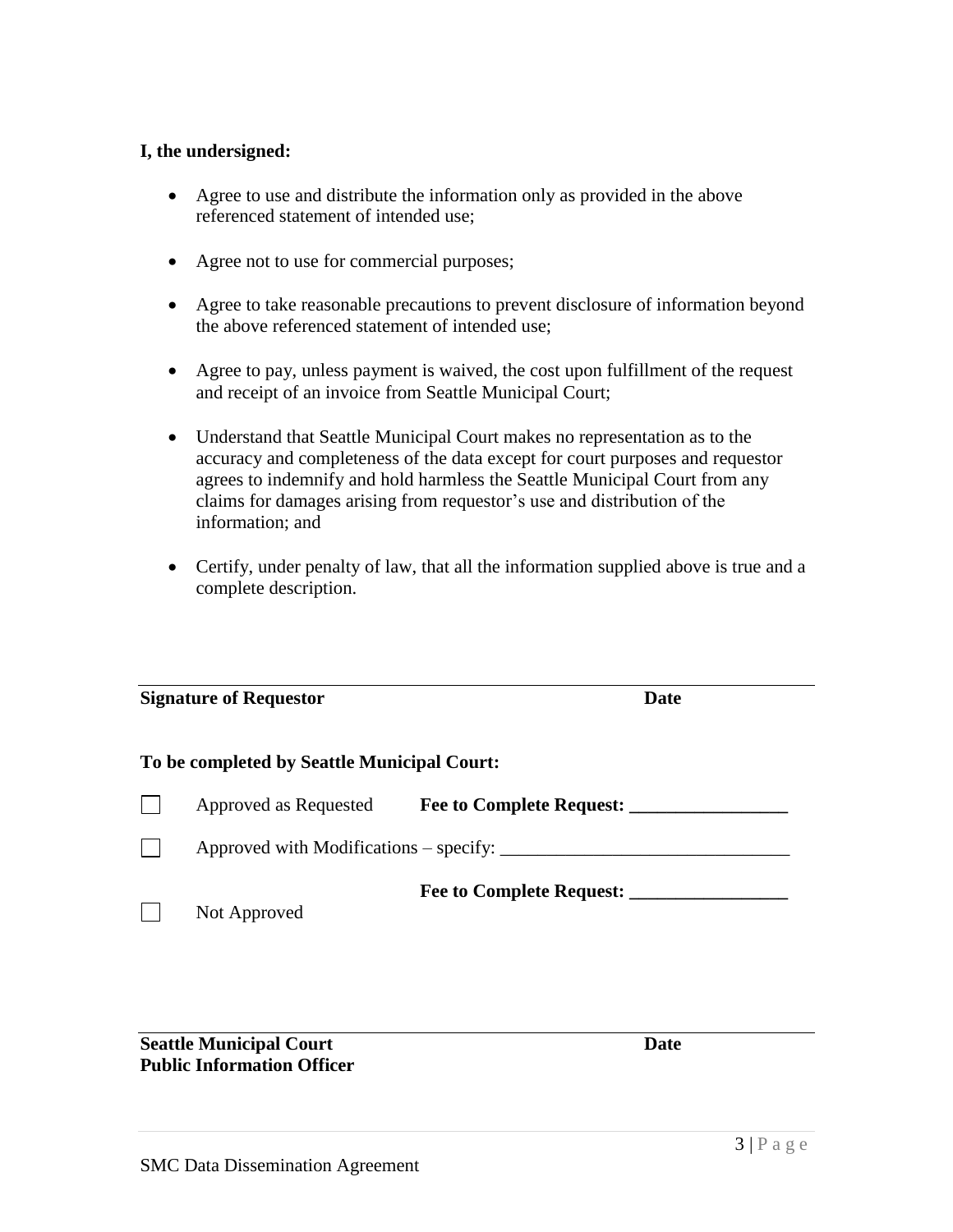**I, the undersigned:**

- Agree to use and distribute the information only as provided in the above referenced statement of intended use;
- Agree not to use for commercial purposes;
- Agree to take reasonable precautions to prevent disclosure of information beyond the above referenced statement of intended use;
- Agree to pay, unless payment is waived, the cost upon fulfillment of the request and receipt of an invoice from Seattle Municipal Court;
- Understand that Seattle Municipal Court makes no representation as to the accuracy and completeness of the data except for court purposes and requestor agrees to indemnify and hold harmless the Seattle Municipal Court from any claims for damages arising from requestor's use and distribution of the information; and
- Certify, under penalty of law, that all the information supplied above is true and a complete description.

______________________________________________________________________

**Signature of Requestor** **Date**

**To be completed by Seattle Municipal Court:**

☐ Approved as Requested **Fee to Complete Request: _________________**

☐ Approved with Modifications – specify: _______________________________

**Fee to Complete Request: _________________**

☐ Not Approved

______________________________________________________________________

**Seattle Municipal Court** **Date**
**Public Information Officer**

SMC Data Dissemination Agreement